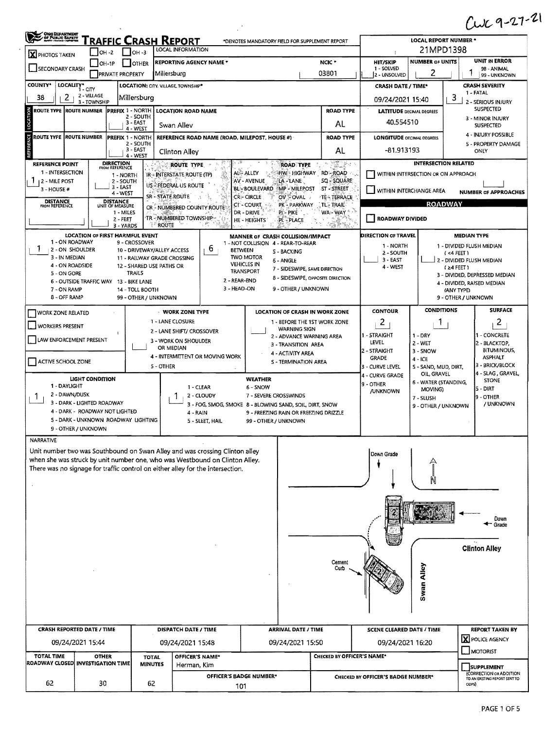CWC 9-27-21

# TRAFFIC CRASH REPORT

*DENOTES MANDATORY FIELD FOR SUPPLEMENT REPORT

| | |
|---|---|
| [X] PHOTOS TAKEN | [ ] OH-2 [ ] OH-3 |
| [ ] SECONDARY CRASH | [ ] OH-1P [ ] OTHER [ ] PRIVATE PROPERTY |

LOCAL INFORMATION

| REPORTING AGENCY NAME * | NCIC * | HIT/SKIP | NUMBER OF UNITS | UNIT IN ERROR |
|---|---|---|---|---|
| Millersburg | 03801 | 1 - SOLVED / 2 - UNSOLVED | 2 | 1 (98 - ANIMAL, 99 - UNKNOWN) |

LOCAL REPORT NUMBER *: 21MPD1398

| COUNTY* | LOCALITY* (1 - CITY, 2 - VILLAGE, 3 - TOWNSHIP) | LOCATION: CITY, VILLAGE, TOWNSHIP* | CRASH DATE / TIME* | CRASH SEVERITY |
|---|---|---|---|---|
| 38 | 2 | Millersburg | 09/24/2021 15:40 | 3 |

CRASH SEVERITY: 1 - FATAL; 2 - SERIOUS INJURY SUSPECTED; 3 - MINOR INJURY SUSPECTED; 4 - INJURY POSSIBLE; 5 - PROPERTY DAMAGE ONLY

## LOCATION

| ROUTE TYPE | ROUTE NUMBER | PREFIX (1 - NORTH, 2 - SOUTH, 3 - EAST, 4 - WEST) | LOCATION ROAD NAME | ROAD TYPE | LATITUDE DECIMAL DEGREES |
|---|---|---|---|---|---|
| | | | Swan Alley | AL | 40.554510 |

## REFERENCE

| ROUTE TYPE | ROUTE NUMBER | PREFIX (1 - NORTH, 2 - SOUTH, 3 - EAST, 4 - WEST) | REFERENCE ROAD NAME (ROAD, MILEPOST, HOUSE #) | ROAD TYPE | LONGITUDE DECIMAL DEGREES |
|---|---|---|---|---|---|
| | | | Clinton Alley | AL | -81.913193 |

REFERENCE POINT: 1 - INTERSECTION; 2 - MILE POST; 3 - HOUSE # — **1**

DIRECTION FROM REFERENCE: 1 - NORTH; 2 - SOUTH; 3 - EAST; 4 - WEST

DISTANCE FROM REFERENCE: 

DISTANCE UNIT OF MEASURE: 1 - MILES; 2 - FEET; 3 - YARDS

ROUTE TYPE: IR - INTERSTATE ROUTE (TP); US - FEDERAL US ROUTE; SR - STATE ROUTE; CR - NUMBERED COUNTY ROUTE; TR - NUMBERED TOWNSHIP ROUTE

ROAD TYPE: AL - ALLEY; AV - AVENUE; BL - BOULEVARD; CR - CIRCLE; CT - COURT; DR - DRIVE; HE - HEIGHTS; HW - HIGHWAY; LA - LANE; MP - MILEPOST; OV - OVAL; PK - PARKWAY; PI - PIKE; PL - PLACE; RD - ROAD; SQ - SQUARE; ST - STREET; TE - TERRACE; TL - TRAIL; WA - WAY

INTERSECTION RELATED: [ ] WITHIN INTERSECTION OR ON APPROACH; [ ] WITHIN INTERCHANGE AREA; NUMBER OF APPROACHES: 

## ROADWAY

[ ] ROADWAY DIVIDED

LOCATION OF FIRST HARMFUL EVENT: **1**
1 - ON ROADWAY; 2 - ON SHOULDER; 3 - IN MEDIAN; 4 - ON ROADSIDE; 5 - ON GORE; 6 - OUTSIDE TRAFFIC WAY; 7 - ON RAMP; 8 - OFF RAMP; 9 - CROSSOVER; 10 - DRIVEWAY/ALLEY ACCESS; 11 - RAILWAY GRADE CROSSING; 12 - SHARED USE PATHS OR TRAILS; 13 - BIKE LANE; 14 - TOLL BOOTH; 99 - OTHER / UNKNOWN

MANNER OF CRASH COLLISION/IMPACT: **6**
1 - NOT COLLISION BETWEEN TWO MOTOR VEHICLES IN TRANSPORT; 2 - REAR-END; 3 - HEAD-ON; 4 - REAR-TO-REAR; 5 - BACKING; 6 - ANGLE; 7 - SIDESWIPE, SAME DIRECTION; 8 - SIDESWIPE, OPPOSITE DIRECTION; 9 - OTHER / UNKNOWN

DIRECTION OF TRAVEL: 1 - NORTH; 2 - SOUTH; 3 - EAST; 4 - WEST

MEDIAN TYPE: 1 - DIVIDED FLUSH MEDIAN (<4 FEET); 2 - DIVIDED FLUSH MEDIAN (≥4 FEET); 3 - DIVIDED, DEPRESSED MEDIAN; 4 - DIVIDED, RAISED MEDIAN (ANY TYPE); 9 - OTHER / UNKNOWN

[ ] WORK ZONE RELATED
[ ] WORKERS PRESENT
[ ] LAW ENFORCEMENT PRESENT
[ ] ACTIVE SCHOOL ZONE

WORK ZONE TYPE: 1 - LANE CLOSURE; 2 - LANE SHIFT/ CROSSOVER; 3 - WORK ON SHOULDER OR MEDIAN; 4 - INTERMITTENT OR MOVING WORK; 5 - OTHER

LOCATION OF CRASH IN WORK ZONE: 1 - BEFORE THE 1ST WORK ZONE WARNING SIGN; 2 - ADVANCE WARNING AREA; 3 - TRANSITION AREA; 4 - ACTIVITY AREA; 5 - TERMINATION AREA

CONTOUR: **2** — 1 - STRAIGHT LEVEL; 2 - STRAIGHT GRADE; 3 - CURVE LEVEL; 4 - CURVE GRADE; 9 - OTHER /UNKNOWN

CONDITIONS: **1** — 1 - DRY; 2 - WET; 3 - SNOW; 4 - ICE; 5 - SAND, MUD, DIRT, OIL, GRAVEL; 6 - WATER (STANDING, MOVING); 7 - SLUSH; 9 - OTHER / UNKNOWN

SURFACE: **2** — 1 - CONCRETE; 2 - BLACKTOP, BITUMINOUS, ASPHALT; 3 - BRICK/BLOCK; 4 - SLAG, GRAVEL, STONE; 5 - DIRT; 9 - OTHER / UNKNOWN

LIGHT CONDITION: **1** — 1 - DAYLIGHT; 2 - DAWN/DUSK; 3 - DARK - LIGHTED ROADWAY; 4 - DARK - ROADWAY NOT LIGHTED; 5 - DARK - UNKNOWN ROADWAY LIGHTING; 9 - OTHER / UNKNOWN

WEATHER: **1** — 1 - CLEAR; 2 - CLOUDY; 3 - FOG, SMOG, SMOKE; 4 - RAIN; 5 - SLEET, HAIL; 6 - SNOW; 7 - SEVERE CROSSWINDS; 8 - BLOWING SAND, SOIL, DIRT, SNOW; 9 - FREEZING RAIN OR FREEZING DRIZZLE; 99 - OTHER / UNKNOWN

## NARRATIVE

Unit number two was Southbound on Swan Alley and was crossing Clinton alley when she was struck by unit number one, who was Westbound on Clinton Alley. There was no signage for traffic control on either alley for the intersection.

Diagram labels: Down Grade; N; Down Grade; Clinton Alley; Cement Curb; Swan Alley

| CRASH REPORTED DATE / TIME | DISPATCH DATE / TIME | ARRIVAL DATE / TIME | SCENE CLEARED DATE / TIME | REPORT TAKEN BY |
|---|---|---|---|---|
| 09/24/2021 15:44 | 09/24/2021 15:48 | 09/24/2021 15:50 | 09/24/2021 16:20 | [X] POLICE AGENCY [ ] MOTORIST |

| TOTAL TIME ROADWAY CLOSED | OTHER INVESTIGATION TIME | TOTAL MINUTES | OFFICER'S NAME* | OFFICER'S BADGE NUMBER* | CHECKED BY OFFICER'S NAME* | CHECKED BY OFFICER'S BADGE NUMBER* |
|---|---|---|---|---|---|---|
| 62 | 30 | 62 | Herman, Kim | 101 | | |

[ ] SUPPLEMENT (CORRECTION OR ADDITION TO AN EXISTING REPORT SENT TO ODPS)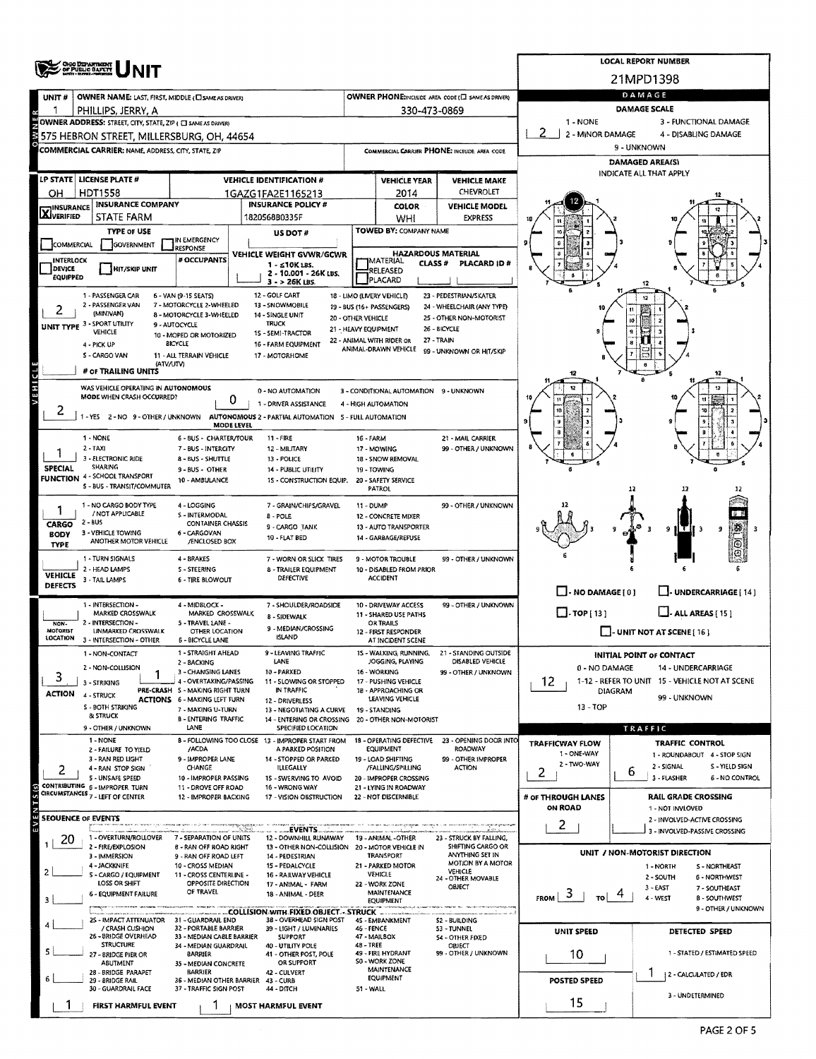# OHIO DEPARTMENT OF PUBLIC SAFETY UNIT

**LOCAL REPORT NUMBER:** 21MPD1398

## OWNER

| UNIT # | OWNER NAME: LAST, FIRST, MIDDLE (☐ SAME AS DRIVER) | OWNER PHONE: INCLUDE AREA CODE (☐ SAME AS DRIVER) |
|---|---|---|
| 1 | PHILLIPS, JERRY, A | 330-473-0869 |

**OWNER ADDRESS:** STREET, CITY, STATE, ZIP (☐ SAME AS DRIVER): 575 HEBRON STREET, MILLERSBURG, OH, 44654

**COMMERCIAL CARRIER:** NAME, ADDRESS, CITY, STATE, ZIP

**COMMERCIAL CARRIER PHONE:** INCLUDE AREA CODE

## VEHICLE

| LP STATE | LICENSE PLATE # | VEHICLE IDENTIFICATION # | VEHICLE YEAR | VEHICLE MAKE |
|---|---|---|---|---|
| OH | HDT1558 | 1GAZG1FA2E1165213 | 2014 | CHEVROLET |

| INSURANCE VERIFIED | INSURANCE COMPANY | INSURANCE POLICY # | COLOR | VEHICLE MODEL |
|---|---|---|---|---|
| X | STATE FARM | 1820568B0335F | WHI | EXPRESS |

**TYPE OF USE:** ☐ COMMERCIAL ☐ GOVERNMENT ☐ IN EMERGENCY RESPONSE

**US DOT #:**

**TOWED BY:** COMPANY NAME

**INTERLOCK DEVICE EQUIPPED** ☐ **HIT/SKIP UNIT** ☐ **# OCCUPANTS**

**VEHICLE WEIGHT GVWR/GCWR:** 1 - ≤10K LBS. 2 - 10.001 - 26K LBS. 3 - > 26K LBS.

**HAZARDOUS MATERIAL:** ☐ MATERIAL RELEASED CLASS # PLACARD ID # ☐ PLACARD

**UNIT TYPE:** 2
1 - PASSENGER CAR, 2 - PASSENGER VAN (MINIVAN), 3 - SPORT UTILITY VEHICLE, 4 - PICK UP, 5 - CARGO VAN, 6 - VAN (9-15 SEATS), 7 - MOTORCYCLE 2-WHEELED, 8 - MOTORCYCLE 3-WHEELED, 9 - AUTOCYCLE, 10 - MOPED OR MOTORIZED BICYCLE, 11 - ALL TERRAIN VEHICLE (ATV/UTV), 12 - GOLF CART, 13 - SNOWMOBILE, 14 - SINGLE UNIT TRUCK, 15 - SEMI-TRACTOR, 16 - FARM EQUIPMENT, 17 - MOTORHOME, 18 - LIMO (LIVERY VEHICLE), 19 - BUS (16+ PASSENGERS), 20 - OTHER VEHICLE, 21 - HEAVY EQUIPMENT, 22 - ANIMAL WITH RIDER OR ANIMAL-DRAWN VEHICLE, 23 - PEDESTRIAN/SKATER, 24 - WHEELCHAIR (ANY TYPE), 25 - OTHER NON-MOTORIST, 26 - BICYCLE, 27 - TRAIN, 99 - UNKNOWN OR HIT/SKIP

**# OF TRAILING UNITS:**

**WAS VEHICLE OPERATING IN AUTONOMOUS MODE WHEN CRASH OCCURRED?** 2
1 - YES 2 - NO 9 - OTHER / UNKNOWN

**AUTONOMOUS MODE LEVEL:** 0
0 - NO AUTOMATION, 1 - DRIVER ASSISTANCE, 2 - PARTIAL AUTOMATION, 3 - CONDITIONAL AUTOMATION, 4 - HIGH AUTOMATION, 5 - FULL AUTOMATION, 9 - UNKNOWN

**SPECIAL FUNCTION:** 1
1 - NONE, 2 - TAXI, 3 - ELECTRONIC RIDE SHARING, 4 - SCHOOL TRANSPORT, 5 - BUS - TRANSIT/COMMUTER, 6 - BUS - CHARTER/TOUR, 7 - BUS - INTERCITY, 8 - BUS - SHUTTLE, 9 - BUS - OTHER, 10 - AMBULANCE, 11 - FIRE, 12 - MILITARY, 13 - POLICE, 14 - PUBLIC UTILITY, 15 - CONSTRUCTION EQUIP., 16 - FARM, 17 - MOWING, 18 - SNOW REMOVAL, 19 - TOWING, 20 - SAFETY SERVICE PATROL, 21 - MAIL CARRIER, 99 - OTHER / UNKNOWN

**CARGO BODY TYPE:** 1
1 - NO CARGO BODY TYPE / NOT APPLICABLE, 2 - BUS, 3 - VEHICLE TOWING ANOTHER MOTOR VEHICLE, 4 - LOGGING, 5 - INTERMODAL CONTAINER CHASSIS, 6 - CARGOVAN /ENCLOSED BOX, 7 - GRAIN/CHIPS/GRAVEL, 8 - POLE, 9 - CARGO TANK, 10 - FLAT BED, 11 - DUMP, 12 - CONCRETE MIXER, 13 - AUTO TRANSPORTER, 14 - GARBAGE/REFUSE, 99 - OTHER / UNKNOWN

**VEHICLE DEFECTS:**
1 - TURN SIGNALS, 2 - HEAD LAMPS, 3 - TAIL LAMPS, 4 - BRAKES, 5 - STEERING, 6 - TIRE BLOWOUT, 7 - WORN OR SLICK TIRES, 8 - TRAILER EQUIPMENT DEFECTIVE, 9 - MOTOR TROUBLE, 10 - DISABLED FROM PRIOR ACCIDENT, 99 - OTHER / UNKNOWN

**NON-MOTORIST LOCATION:**
1 - INTERSECTION - MARKED CROSSWALK, 2 - INTERSECTION - UNMARKED CROSSWALK, 3 - INTERSECTION - OTHER, 4 - MIDBLOCK - MARKED CROSSWALK, 5 - TRAVEL LANE - OTHER LOCATION, 6 - BICYCLE LANE, 7 - SHOULDER/ROADSIDE, 8 - SIDEWALK, 9 - MEDIAN/CROSSING ISLAND, 10 - DRIVEWAY ACCESS, 11 - SHARED USE PATHS OR TRAILS, 12 - FIRST RESPONDER AT INCIDENT SCENE, 99 - OTHER / UNKNOWN

**ACTION:** 3
1 - NON-CONTACT, 2 - NON-COLLISION, 3 - STRIKING, 4 - STRUCK, 5 - BOTH STRIKING & STRUCK, 9 - OTHER / UNKNOWN

**PRE-CRASH ACTIONS:** 1
1 - STRAIGHT AHEAD, 2 - BACKING, 3 - CHANGING LANES, 4 - OVERTAKING/PASSING, 5 - MAKING RIGHT TURN, 6 - MAKING LEFT TURN, 7 - MAKING U-TURN, 8 - ENTERING TRAFFIC LANE, 9 - LEAVING TRAFFIC LANE, 10 - PARKED, 11 - SLOWING OR STOPPED IN TRAFFIC, 12 - DRIVERLESS, 13 - NEGOTIATING A CURVE, 14 - ENTERING OR CROSSING SPECIFIED LOCATION, 15 - WALKING, RUNNING, JOGGING, PLAYING, 16 - WORKING, 17 - PUSHING VEHICLE, 18 - APPROACHING OR LEAVING VEHICLE, 19 - STANDING, 20 - OTHER NON-MOTORIST, 21 - STANDING OUTSIDE DISABLED VEHICLE, 99 - OTHER / UNKNOWN

**CONTRIBUTING CIRCUMSTANCES:** 2
1 - NONE, 2 - FAILURE TO YIELD, 3 - RAN RED LIGHT, 4 - RAN STOP SIGN, 5 - UNSAFE SPEED, 6 - IMPROPER TURN, 7 - LEFT OF CENTER, 8 - FOLLOWING TOO CLOSE /ACDA, 9 - IMPROPER LANE CHANGE, 10 - IMPROPER PASSING, 11 - DROVE OFF ROAD, 12 - IMPROPER BACKING, 13 - IMPROPER START FROM A PARKED POSITION, 14 - STOPPED OR PARKED ILLEGALLY, 15 - SWERVING TO AVOID, 16 - WRONG WAY, 17 - VISION OBSTRUCTION, 18 - OPERATING DEFECTIVE EQUIPMENT, 19 - LOAD SHIFTING /FALLING/SPILLING, 20 - IMPROPER CROSSING, 21 - LYING IN ROADWAY, 22 - NOT DISCERNIBLE, 23 - OPENING DOOR INTO ROADWAY, 99 - OTHER IMPROPER ACTION

## SEQUENCE OF EVENTS

| # | Event |
|---|---|
| 1 | 20 |
| 2 | |
| 3 | |
| 4 | |
| 5 | |
| 6 | |

**EVENTS:** 1 - OVERTURN/ROLLOVER, 2 - FIRE/EXPLOSION, 3 - IMMERSION, 4 - JACKKNIFE, 5 - CARGO / EQUIPMENT LOSS OR SHIFT, 6 - EQUIPMENT FAILURE, 7 - SEPARATION OF UNITS, 8 - RAN OFF ROAD RIGHT, 9 - RAN OFF ROAD LEFT, 10 - CROSS MEDIAN, 11 - CROSS CENTERLINE - OPPOSITE DIRECTION OF TRAVEL, 12 - DOWNHILL RUNAWAY, 13 - OTHER NON-COLLISION, 14 - PEDESTRIAN, 15 - PEDALCYCLE, 16 - RAILWAY VEHICLE, 17 - ANIMAL - FARM, 18 - ANIMAL - DEER, 19 - ANIMAL -OTHER, 20 - MOTOR VEHICLE IN TRANSPORT, 21 - PARKED MOTOR VEHICLE, 22 - WORK ZONE MAINTENANCE EQUIPMENT, 23 - STRUCK BY FALLING, SHIFTING CARGO OR ANYTHING SET IN MOTION BY A MOTOR VEHICLE, 24 - OTHER MOVABLE OBJECT

**COLLISION WITH FIXED OBJECT - STRUCK:** 25 - IMPACT ATTENUATOR / CRASH CUSHION, 26 - BRIDGE OVERHEAD STRUCTURE, 27 - BRIDGE PIER OR ABUTMENT, 28 - BRIDGE PARAPET, 29 - BRIDGE RAIL, 30 - GUARDRAIL FACE, 31 - GUARDRAIL END, 32 - PORTABLE BARRIER, 33 - MEDIAN CABLE BARRIER, 34 - MEDIAN GUARDRAIL BARRIER, 35 - MEDIAN CONCRETE BARRIER, 36 - MEDIAN OTHER BARRIER, 37 - TRAFFIC SIGN POST, 38 - OVERHEAD SIGN POST, 39 - LIGHT / LUMINARIES SUPPORT, 40 - UTILITY POLE, 41 - OTHER POST, POLE OR SUPPORT, 42 - CULVERT, 43 - CURB, 44 - DITCH, 45 - EMBANKMENT, 46 - FENCE, 47 - MAILBOX, 48 - TREE, 49 - FIRE HYDRANT, 50 - WORK ZONE MAINTENANCE EQUIPMENT, 51 - WALL, 52 - BUILDING, 53 - TUNNEL, 54 - OTHER FIXED OBJECT, 99 - OTHER / UNKNOWN

**FIRST HARMFUL EVENT:** 1 **MOST HARMFUL EVENT:** 1

## DAMAGE

**DAMAGE SCALE:** 2
1 - NONE, 2 - MINOR DAMAGE, 3 - FUNCTIONAL DAMAGE, 4 - DISABLING DAMAGE, 9 - UNKNOWN

**DAMAGED AREA(S):** INDICATE ALL THAT APPLY — 12

☐ - NO DAMAGE [ 0 ] ☐ - UNDERCARRIAGE [ 14 ] ☐ - TOP [ 13 ] ☐ - ALL AREAS [ 15 ] ☐ - UNIT NOT AT SCENE [ 16 ]

**INITIAL POINT OF CONTACT:** 12
0 - NO DAMAGE, 1-12 - REFER TO UNIT DIAGRAM, 13 - TOP, 14 - UNDERCARRIAGE, 15 - VEHICLE NOT AT SCENE, 99 - UNKNOWN

## TRAFFIC

**TRAFFICWAY FLOW:** 2
1 - ONE-WAY, 2 - TWO-WAY

**TRAFFIC CONTROL:** 6
1 - ROUNDABOUT, 2 - SIGNAL, 3 - FLASHER, 4 - STOP SIGN, 5 - YIELD SIGN, 6 - NO CONTROL

**# OF THROUGH LANES ON ROAD:** 2

**RAIL GRADE CROSSING:**
1 - NOT INVOLVED, 2 - INVOLVED-ACTIVE CROSSING, 3 - INVOLVED-PASSIVE CROSSING

**UNIT / NON-MOTORIST DIRECTION:** FROM 3 TO 4
1 - NORTH, 2 - SOUTH, 3 - EAST, 4 - WEST, 5 - NORTHEAST, 6 - NORTHWEST, 7 - SOUTHEAST, 8 - SOUTHWEST, 9 - OTHER / UNKNOWN

**UNIT SPEED:** 10

**POSTED SPEED:** 15

**DETECTED SPEED:** 1
1 - STATED / ESTIMATED SPEED, 2 - CALCULATED / EDR, 3 - UNDETERMINED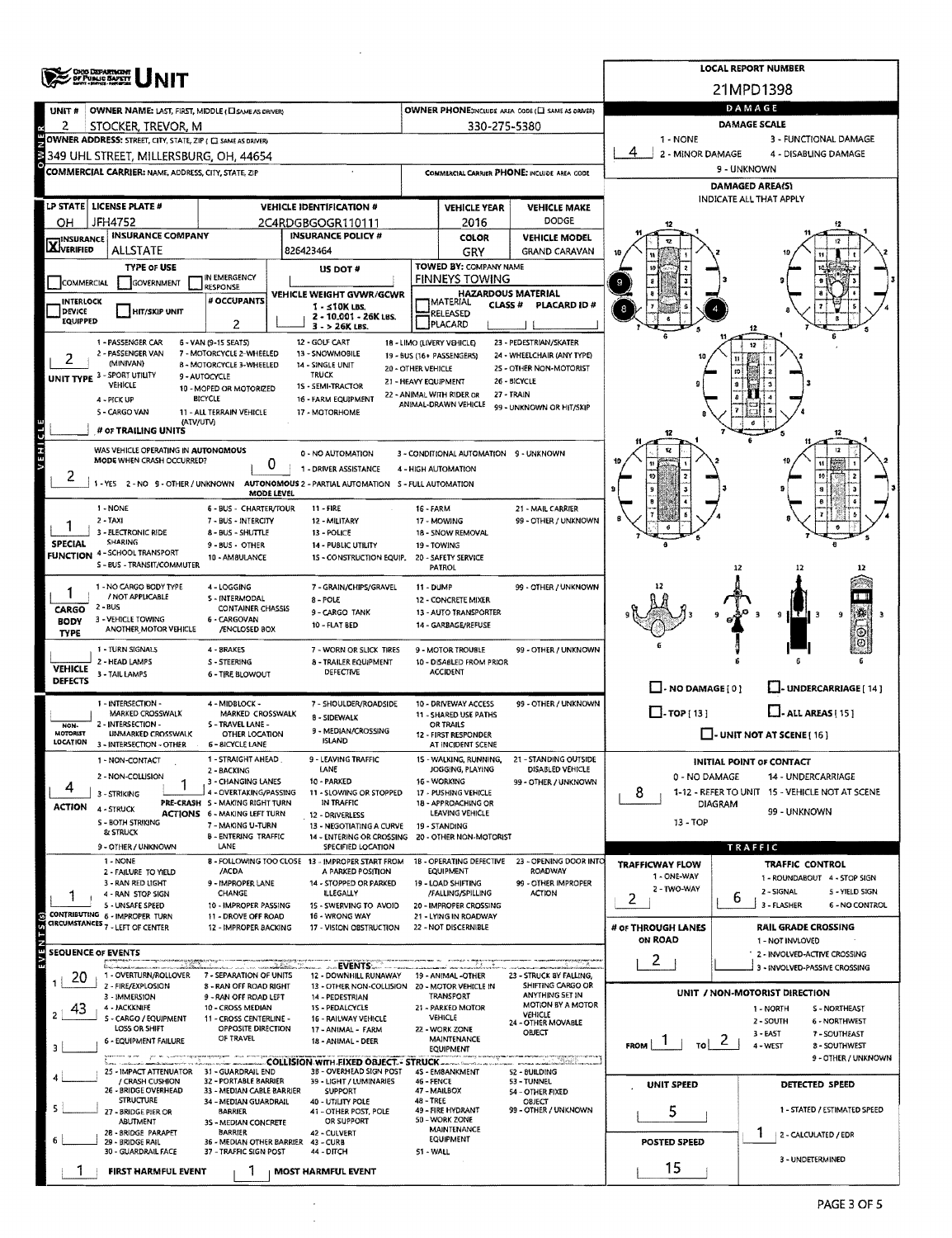# UNIT

**LOCAL REPORT NUMBER:** 21MPD1398

| UNIT # | OWNER NAME: LAST, FIRST, MIDDLE (☐ SAME AS DRIVER) | OWNER PHONE: INCLUDE AREA CODE (☐ SAME AS DRIVER) |
|---|---|---|
| 2 | STOCKER, TREVOR, M | 330-275-5380 |

**OWNER ADDRESS:** STREET, CITY, STATE, ZIP (☐ SAME AS DRIVER)
349 UHL STREET, MILLERSBURG, OH, 44654

**COMMERCIAL CARRIER:** NAME, ADDRESS, CITY, STATE, ZIP

**COMMERCIAL CARRIER PHONE:** INCLUDE AREA CODE

| LP STATE | LICENSE PLATE # | VEHICLE IDENTIFICATION # | VEHICLE YEAR | VEHICLE MAKE |
|---|---|---|---|---|
| OH | JFH4752 | 2C4RDGBGOGR110111 | 2016 | DODGE |

| INSURANCE VERIFIED | INSURANCE COMPANY | INSURANCE POLICY # | COLOR | VEHICLE MODEL |
|---|---|---|---|---|
| X | ALLSTATE | 826423464 | GRY | GRAND CARAVAN |

**TYPE OF USE:** ☐ COMMERCIAL ☐ GOVERNMENT ☐ IN EMERGENCY RESPONSE

**US DOT #:**

**TOWED BY: COMPANY NAME:** FINNEYS TOWING

☐ INTERLOCK DEVICE EQUIPPED ☐ HIT/SKIP UNIT

**# OCCUPANTS:** 2

**VEHICLE WEIGHT GVWR/GCWR:** 1 - ≤10K LBS. 2 - 10.001 - 26K LBS. 3 - > 26K LBS.

**HAZARDOUS MATERIAL:** ☐ MATERIAL RELEASED ☐ PLACARD CLASS # PLACARD ID #

**UNIT TYPE:** 2
1 - PASSENGER CAR, 2 - PASSENGER VAN (MINIVAN), 3 - SPORT UTILITY VEHICLE, 4 - PICK UP, 5 - CARGO VAN, 6 - VAN (9-15 SEATS), 7 - MOTORCYCLE 2-WHEELED, 8 - MOTORCYCLE 3-WHEELED, 9 - AUTOCYCLE, 10 - MOPED OR MOTORIZED BICYCLE, 11 - ALL TERRAIN VEHICLE (ATV/UTV), 12 - GOLF CART, 13 - SNOWMOBILE, 14 - SINGLE UNIT TRUCK, 15 - SEMI-TRACTOR, 16 - FARM EQUIPMENT, 17 - MOTORHOME, 18 - LIMO (LIVERY VEHICLE), 19 - BUS (16+ PASSENGERS), 20 - OTHER VEHICLE, 21 - HEAVY EQUIPMENT, 22 - ANIMAL WITH RIDER OR ANIMAL-DRAWN VEHICLE, 23 - PEDESTRIAN/SKATER, 24 - WHEELCHAIR (ANY TYPE), 25 - OTHER NON-MOTORIST, 26 - BICYCLE, 27 - TRAIN, 99 - UNKNOWN OR HIT/SKIP

**# OF TRAILING UNITS:**

**WAS VEHICLE OPERATING IN AUTONOMOUS MODE WHEN CRASH OCCURRED?** 2
1 - YES 2 - NO 9 - OTHER / UNKNOWN

**AUTONOMOUS MODE LEVEL:** 0
0 - NO AUTOMATION, 1 - DRIVER ASSISTANCE, 2 - PARTIAL AUTOMATION, 3 - CONDITIONAL AUTOMATION, 4 - HIGH AUTOMATION, 5 - FULL AUTOMATION, 9 - UNKNOWN

**SPECIAL FUNCTION:** 1
1 - NONE, 2 - TAXI, 3 - ELECTRONIC RIDE SHARING, 4 - SCHOOL TRANSPORT, 5 - BUS - TRANSIT/COMMUTER, 6 - BUS - CHARTER/TOUR, 7 - BUS - INTERCITY, 8 - BUS - SHUTTLE, 9 - BUS - OTHER, 10 - AMBULANCE, 11 - FIRE, 12 - MILITARY, 13 - POLICE, 14 - PUBLIC UTILITY, 15 - CONSTRUCTION EQUIP., 16 - FARM, 17 - MOWING, 18 - SNOW REMOVAL, 19 - TOWING, 20 - SAFETY SERVICE PATROL, 21 - MAIL CARRIER, 99 - OTHER / UNKNOWN

**CARGO BODY TYPE:** 1
1 - NO CARGO BODY TYPE / NOT APPLICABLE, 2 - BUS, 3 - VEHICLE TOWING ANOTHER MOTOR VEHICLE, 4 - LOGGING, 5 - INTERMODAL CONTAINER CHASSIS, 6 - CARGOVAN /ENCLOSED BOX, 7 - GRAIN/CHIPS/GRAVEL, 8 - POLE, 9 - CARGO TANK, 10 - FLAT BED, 11 - DUMP, 12 - CONCRETE MIXER, 13 - AUTO TRANSPORTER, 14 - GARBAGE/REFUSE, 99 - OTHER / UNKNOWN

**VEHICLE DEFECTS:**
1 - TURN SIGNALS, 2 - HEAD LAMPS, 3 - TAIL LAMPS, 4 - BRAKES, 5 - STEERING, 6 - TIRE BLOWOUT, 7 - WORN OR SLICK TIRES, 8 - TRAILER EQUIPMENT DEFECTIVE, 9 - MOTOR TROUBLE, 10 - DISABLED FROM PRIOR ACCIDENT, 99 - OTHER / UNKNOWN

**NON-MOTORIST LOCATION:**
1 - INTERSECTION - MARKED CROSSWALK, 2 - INTERSECTION - UNMARKED CROSSWALK, 3 - INTERSECTION - OTHER, 4 - MIDBLOCK - MARKED CROSSWALK, 5 - TRAVEL LANE - OTHER LOCATION, 6 - BICYCLE LANE, 7 - SHOULDER/ROADSIDE, 8 - SIDEWALK, 9 - MEDIAN/CROSSING ISLAND, 10 - DRIVEWAY ACCESS, 11 - SHARED USE PATHS OR TRAILS, 12 - FIRST RESPONDER AT INCIDENT SCENE, 99 - OTHER / UNKNOWN

**ACTION:** 4
1 - NON-CONTACT, 2 - NON-COLLISION, 3 - STRIKING, 4 - STRUCK, 5 - BOTH STRIKING & STRUCK, 9 - OTHER / UNKNOWN

**PRE-CRASH ACTIONS:** 1
1 - STRAIGHT AHEAD, 2 - BACKING, 3 - CHANGING LANES, 4 - OVERTAKING/PASSING, 5 - MAKING RIGHT TURN, 6 - MAKING LEFT TURN, 7 - MAKING U-TURN, 8 - ENTERING TRAFFIC LANE, 9 - LEAVING TRAFFIC LANE, 10 - PARKED, 11 - SLOWING OR STOPPED IN TRAFFIC, 12 - DRIVERLESS, 13 - NEGOTIATING A CURVE, 14 - ENTERING OR CROSSING SPECIFIED LOCATION, 15 - WALKING, RUNNING, JOGGING, PLAYING, 16 - WORKING, 17 - PUSHING VEHICLE, 18 - APPROACHING OR LEAVING VEHICLE, 19 - STANDING, 20 - OTHER NON-MOTORIST, 21 - STANDING OUTSIDE DISABLED VEHICLE, 99 - OTHER / UNKNOWN

**CONTRIBUTING CIRCUMSTANCES:** 1
1 - NONE, 2 - FAILURE TO YIELD, 3 - RAN RED LIGHT, 4 - RAN STOP SIGN, 5 - UNSAFE SPEED, 6 - IMPROPER TURN, 7 - LEFT OF CENTER, 8 - FOLLOWING TOO CLOSE /ACDA, 9 - IMPROPER LANE CHANGE, 10 - IMPROPER PASSING, 11 - DROVE OFF ROAD, 12 - IMPROPER BACKING, 13 - IMPROPER START FROM A PARKED POSITION, 14 - STOPPED OR PARKED ILLEGALLY, 15 - SWERVING TO AVOID, 16 - WRONG WAY, 17 - VISION OBSTRUCTION, 18 - OPERATING DEFECTIVE EQUIPMENT, 19 - LOAD SHIFTING /FALLING/SPILLING, 20 - IMPROPER CROSSING, 21 - LYING IN ROADWAY, 22 - NOT DISCERNIBLE, 23 - OPENING DOOR INTO ROADWAY, 99 - OTHER IMPROPER ACTION

## SEQUENCE OF EVENTS

| # | Event |
|---|---|
| 1 | 20 |
| 2 | 43 |
| 3 | |
| 4 | |
| 5 | |
| 6 | |

**EVENTS:** 1 - OVERTURN/ROLLOVER, 2 - FIRE/EXPLOSION, 3 - IMMERSION, 4 - JACKKNIFE, 5 - CARGO / EQUIPMENT LOSS OR SHIFT, 6 - EQUIPMENT FAILURE, 7 - SEPARATION OF UNITS, 8 - RAN OFF ROAD RIGHT, 9 - RAN OFF ROAD LEFT, 10 - CROSS MEDIAN, 11 - CROSS CENTERLINE - OPPOSITE DIRECTION OF TRAVEL, 12 - DOWNHILL RUNAWAY, 13 - OTHER NON-COLLISION, 14 - PEDESTRIAN, 15 - PEDALCYCLE, 16 - RAILWAY VEHICLE, 17 - ANIMAL - FARM, 18 - ANIMAL - DEER, 19 - ANIMAL -OTHER, 20 - MOTOR VEHICLE IN TRANSPORT, 21 - PARKED MOTOR VEHICLE, 22 - WORK ZONE MAINTENANCE EQUIPMENT, 23 - STRUCK BY FALLING, SHIFTING CARGO OR ANYTHING SET IN MOTION BY A MOTOR VEHICLE, 24 - OTHER MOVABLE OBJECT

**COLLISION WITH FIXED OBJECT - STRUCK:** 25 - IMPACT ATTENUATOR / CRASH CUSHION, 26 - BRIDGE OVERHEAD STRUCTURE, 27 - BRIDGE PIER OR ABUTMENT, 28 - BRIDGE PARAPET, 29 - BRIDGE RAIL, 30 - GUARDRAIL FACE, 31 - GUARDRAIL END, 32 - PORTABLE BARRIER, 33 - MEDIAN CABLE BARRIER, 34 - MEDIAN GUARDRAIL BARRIER, 35 - MEDIAN CONCRETE BARRIER, 36 - MEDIAN OTHER BARRIER, 37 - TRAFFIC SIGN POST, 38 - OVERHEAD SIGN POST, 39 - LIGHT / LUMINARIES SUPPORT, 40 - UTILITY POLE, 41 - OTHER POST, POLE OR SUPPORT, 42 - CULVERT, 43 - CURB, 44 - DITCH, 45 - EMBANKMENT, 46 - FENCE, 47 - MAILBOX, 48 - TREE, 49 - FIRE HYDRANT, 50 - WORK ZONE MAINTENANCE EQUIPMENT, 51 - WALL, 52 - BUILDING, 53 - TUNNEL, 54 - OTHER FIXED OBJECT, 99 - OTHER / UNKNOWN

**FIRST HARMFUL EVENT:** 1 **MOST HARMFUL EVENT:** 1

## DAMAGE

**DAMAGE SCALE:** 4
1 - NONE, 2 - MINOR DAMAGE, 3 - FUNCTIONAL DAMAGE, 4 - DISABLING DAMAGE, 9 - UNKNOWN

**DAMAGED AREA(S)** INDICATE ALL THAT APPLY: 4, 8, 9

☐ - NO DAMAGE [ 0 ] ☐ - UNDERCARRIAGE [ 14 ] ☐ - TOP [ 13 ] ☐ - ALL AREAS [ 15 ] ☐ - UNIT NOT AT SCENE [ 16 ]

**INITIAL POINT OF CONTACT:** 8
0 - NO DAMAGE, 1-12 - REFER TO UNIT DIAGRAM, 13 - TOP, 14 - UNDERCARRIAGE, 15 - VEHICLE NOT AT SCENE, 99 - UNKNOWN

## TRAFFIC

**TRAFFICWAY FLOW:** 2
1 - ONE-WAY, 2 - TWO-WAY

**TRAFFIC CONTROL:** 6
1 - ROUNDABOUT, 2 - SIGNAL, 3 - FLASHER, 4 - STOP SIGN, 5 - YIELD SIGN, 6 - NO CONTROL

**# OF THROUGH LANES ON ROAD:** 2

**RAIL GRADE CROSSING:**
1 - NOT INVOLVED, 2 - INVOLVED-ACTIVE CROSSING, 3 - INVOLVED-PASSIVE CROSSING

**UNIT / NON-MOTORIST DIRECTION:** FROM 1 TO 2
1 - NORTH, 2 - SOUTH, 3 - EAST, 4 - WEST, 5 - NORTHEAST, 6 - NORTHWEST, 7 - SOUTHEAST, 8 - SOUTHWEST, 9 - OTHER / UNKNOWN

**UNIT SPEED:** 5

**POSTED SPEED:** 15

**DETECTED SPEED:** 1
1 - STATED / ESTIMATED SPEED, 2 - CALCULATED / EDR, 3 - UNDETERMINED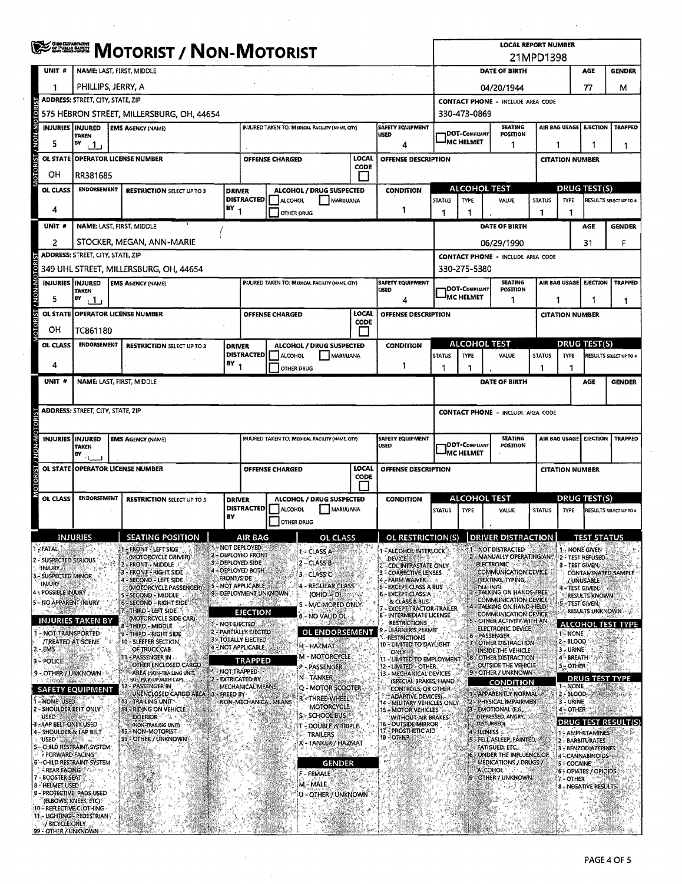# MOTORIST / NON-MOTORIST

**LOCAL REPORT NUMBER:** 21MPD1398

## Unit 1

| UNIT # | NAME: LAST, FIRST, MIDDLE | DATE OF BIRTH | AGE | GENDER |
|---|---|---|---|---|
| 1 | PHILLIPS, JERRY, A | 04/20/1944 | 77 | M |

| ADDRESS: STREET, CITY, STATE, ZIP | CONTACT PHONE - INCLUDE AREA CODE |
|---|---|
| 575 HEBRON STREET, MILLERSBURG, OH, 44654 | 330-473-0869 |

| INJURIES | INJURED TAKEN BY | EMS AGENCY (NAME) | INJURED TAKEN TO: MEDICAL FACILITY (NAME, CITY) | SAFETY EQUIPMENT USED | DOT-COMPLIANT MC HELMET | SEATING POSITION | AIR BAG USAGE | EJECTION | TRAPPED |
|---|---|---|---|---|---|---|---|---|---|
| 5 | 1 | | | 4 | | 1 | 1 | 1 | 1 |

| OL STATE | OPERATOR LICENSE NUMBER | OFFENSE CHARGED | LOCAL CODE | OFFENSE DESCRIPTION | CITATION NUMBER |
|---|---|---|---|---|---|
| OH | RR381685 | | | | |

| OL CLASS | ENDORSEMENT | RESTRICTION SELECT UP TO 3 | DRIVER DISTRACTED BY | ALCOHOL / DRUG SUSPECTED | CONDITION | ALCOHOL TEST STATUS | ALCOHOL TEST TYPE | ALCOHOL TEST VALUE | DRUG TEST STATUS | DRUG TEST TYPE | DRUG TEST RESULTS SELECT UP TO 4 |
|---|---|---|---|---|---|---|---|---|---|---|---|
| 4 | | | 1 | ☐ ALCOHOL ☐ MARIJUANA ☐ OTHER DRUG | 1 | 1 | 1 | . | 1 | 1 | |

## Unit 2

| UNIT # | NAME: LAST, FIRST, MIDDLE | DATE OF BIRTH | AGE | GENDER |
|---|---|---|---|---|
| 2 | STOCKER, MEGAN, ANN-MARIE | 06/29/1990 | 31 | F |

| ADDRESS: STREET, CITY, STATE, ZIP | CONTACT PHONE - INCLUDE AREA CODE |
|---|---|
| 349 UHL STREET, MILLERSBURG, OH, 44654 | 330-275-5380 |

| INJURIES | INJURED TAKEN BY | EMS AGENCY (NAME) | INJURED TAKEN TO: MEDICAL FACILITY (NAME, CITY) | SAFETY EQUIPMENT USED | DOT-COMPLIANT MC HELMET | SEATING POSITION | AIR BAG USAGE | EJECTION | TRAPPED |
|---|---|---|---|---|---|---|---|---|---|
| 5 | 1 | | | 4 | | 1 | 1 | 1 | 1 |

| OL STATE | OPERATOR LICENSE NUMBER | OFFENSE CHARGED | LOCAL CODE | OFFENSE DESCRIPTION | CITATION NUMBER |
|---|---|---|---|---|---|
| OH | TC861180 | | | | |

| OL CLASS | ENDORSEMENT | RESTRICTION SELECT UP TO 3 | DRIVER DISTRACTED BY | ALCOHOL / DRUG SUSPECTED | CONDITION | ALCOHOL TEST STATUS | ALCOHOL TEST TYPE | ALCOHOL TEST VALUE | DRUG TEST STATUS | DRUG TEST TYPE | DRUG TEST RESULTS SELECT UP TO 4 |
|---|---|---|---|---|---|---|---|---|---|---|---|
| 4 | | | 1 | ☐ ALCOHOL ☐ MARIJUANA ☐ OTHER DRUG | 1 | 1 | 1 | . | 1 | 1 | |

## Unit (blank)

| UNIT # | NAME: LAST, FIRST, MIDDLE | DATE OF BIRTH | AGE | GENDER |
|---|---|---|---|---|
| | | | | |

| ADDRESS: STREET, CITY, STATE, ZIP | CONTACT PHONE - INCLUDE AREA CODE |
|---|---|
| | |

| INJURIES | INJURED TAKEN BY | EMS AGENCY (NAME) | INJURED TAKEN TO: MEDICAL FACILITY (NAME, CITY) | SAFETY EQUIPMENT USED | DOT-COMPLIANT MC HELMET | SEATING POSITION | AIR BAG USAGE | EJECTION | TRAPPED |
|---|---|---|---|---|---|---|---|---|---|
| | | | | | | | | | |

| OL STATE | OPERATOR LICENSE NUMBER | OFFENSE CHARGED | LOCAL CODE | OFFENSE DESCRIPTION | CITATION NUMBER |
|---|---|---|---|---|---|
| | | | | | |

| OL CLASS | ENDORSEMENT | RESTRICTION SELECT UP TO 3 | DRIVER DISTRACTED BY | ALCOHOL / DRUG SUSPECTED | CONDITION | ALCOHOL TEST STATUS | ALCOHOL TEST TYPE | ALCOHOL TEST VALUE | DRUG TEST STATUS | DRUG TEST TYPE | DRUG TEST RESULTS SELECT UP TO 4 |
|---|---|---|---|---|---|---|---|---|---|---|---|
| | | | | ☐ ALCOHOL ☐ MARIJUANA ☐ OTHER DRUG | | | | . | | | |

## Codes

**INJURIES**
1 - FATAL
2 - SUSPECTED SERIOUS INJURY
3 - SUSPECTED MINOR INJURY
4 - POSSIBLE INJURY
5 - NO APPARENT INJURY

**INJURIES TAKEN BY**
1 - NOT TRANSPORTED /TREATED AT SCENE
2 - EMS
3 - POLICE
9 - OTHER / UNKNOWN

**SAFETY EQUIPMENT**
1 - NONE USED
2 - SHOULDER BELT ONLY USED
3 - LAP BELT ONLY USED
4 - SHOULDER & LAP BELT USED
5 - CHILD RESTRAINT SYSTEM - FORWARD FACING
6 - CHILD RESTRAINT SYSTEM - REAR FACING
7 - BOOSTER SEAT
8 - HELMET USED
9 - PROTECTIVE PADS USED (ELBOWS, KNEES, ETC)
10 - REFLECTIVE CLOTHING
11 - LIGHTING - PEDESTRIAN / BICYCLE ONLY
99 - OTHER / UNKNOWN

**SEATING POSITION**
1 - FRONT - LEFT SIDE (MOTORCYCLE DRIVER)
2 - FRONT - MIDDLE
3 - FRONT - RIGHT SIDE
4 - SECOND - LEFT SIDE (MOTORCYCLE PASSENGER)
5 - SECOND - MIDDLE
6 - SECOND - RIGHT SIDE
7 - THIRD - LEFT SIDE (MOTORCYCLE SIDE CAR)
8 - THIRD - MIDDLE
9 - THIRD - RIGHT SIDE
10 - SLEEPER SECTION OF TRUCK CAB
11 - PASSENGER IN OTHER ENCLOSED CARGO AREA (NON-TRAILING UNIT, BUS, PICK-UP WITH CAP)
12 - PASSENGER IN UNENCLOSED CARGO AREA
13 - TRAILING UNIT
14 - RIDING ON VEHICLE EXTERIOR (NON-TRAILING UNIT)
15 - NON-MOTORIST
99 - OTHER / UNKNOWN

**AIR BAG**
1 - NOT DEPLOYED
2 - DEPLOYED FRONT
3 - DEPLOYED SIDE
4 - DEPLOYED BOTH FRONT/SIDE
5 - NOT APPLICABLE
9 - DEPLOYMENT UNKNOWN

**EJECTION**
1 - NOT EJECTED
2 - PARTIALLY EJECTED
3 - TOTALLY EJECTED
4 - NOT APPLICABLE

**TRAPPED**
1 - NOT TRAPPED
2 - EXTRICATED BY MECHANICAL MEANS
3 - FREED BY NON-MECHANICAL MEANS

**OL CLASS**
1 - CLASS A
2 - CLASS B
3 - CLASS C
4 - REGULAR CLASS (OHIO = D)
5 - M/C MOPED ONLY
6 - NO VALID OL

**OL ENDORSEMENT**
H - HAZMAT
M - MOTORCYCLE
P - PASSENGER
N - TANKER
Q - MOTOR SCOOTER
R - THREE-WHEEL MOTORCYCLE
S - SCHOOL BUS
T - DOUBLE & TRIPLE TRAILERS
X - TANKER / HAZMAT

**GENDER**
F - FEMALE
M - MALE
U - OTHER / UNKNOWN

**OL RESTRICTION(S)**
1 - ALCOHOL INTERLOCK DEVICE
2 - CDL INTRASTATE ONLY
3 - CORRECTIVE LENSES
4 - FARM WAIVER
5 - EXCEPT CLASS A BUS
6 - EXCEPT CLASS A & CLASS B BUS
7 - EXCEPT TRACTOR-TRAILER
8 - INTERMEDIATE LICENSE RESTRICTIONS
9 - LEARNER'S PERMIT RESTRICTIONS
10 - LIMITED TO DAYLIGHT ONLY
11 - LIMITED TO EMPLOYMENT
12 - LIMITED - OTHER
13 - MECHANICAL DEVICES (SPECIAL BRAKES, HAND CONTROLS, OR OTHER ADAPTIVE DEVICES)
14 - MILITARY VEHICLES ONLY
15 - MOTOR VEHICLES WITHOUT AIR BRAKES
16 - OUTSIDE MIRROR
17 - PROSTHETIC AID
18 - OTHER

**DRIVER DISTRACTION**
1 - NOT DISTRACTED
2 - MANUALLY OPERATING AN ELECTRONIC COMMUNICATION DEVICE (TEXTING, TYPING, DIALING)
3 - TALKING ON HANDS-FREE COMMUNICATION DEVICE
4 - TALKING ON HAND-HELD COMMUNICATION DEVICE
5 - OTHER ACTIVITY WITH AN ELECTRONIC DEVICE
6 - PASSENGER
7 - OTHER DISTRACTION INSIDE THE VEHICLE
8 - OTHER DISTRACTION OUTSIDE THE VEHICLE
9 - OTHER / UNKNOWN

**CONDITION**
1 - APPARENTLY NORMAL
2 - PHYSICAL IMPAIRMENT
3 - EMOTIONAL (E.G., DEPRESSED, ANGRY, DISTURBED)
4 - ILLNESS
5 - FELL ASLEEP, FAINTED, FATIGUED, ETC.
6 - UNDER THE INFLUENCE OF MEDICATIONS / DRUGS / ALCOHOL
9 - OTHER / UNKNOWN

**TEST STATUS**
1 - NONE GIVEN
2 - TEST REFUSED
3 - TEST GIVEN, CONTAMINATED SAMPLE / UNUSABLE
4 - TEST GIVEN, RESULTS KNOWN
5 - TEST GIVEN, RESULTS UNKNOWN

**ALCOHOL TEST TYPE**
1 - NONE
2 - BLOOD
3 - URINE
4 - BREATH
5 - OTHER

**DRUG TEST TYPE**
1 - NONE
2 - BLOOD
3 - URINE
4 - OTHER

**DRUG TEST RESULT(S)**
1 - AMPHETAMINES
2 - BARBITURATES
3 - BENZODIAZEPINES
4 - CANNABINOIDS
5 - COCAINE
6 - OPIATES / OPIOIDS
7 - OTHER
8 - NEGATIVE RESULTS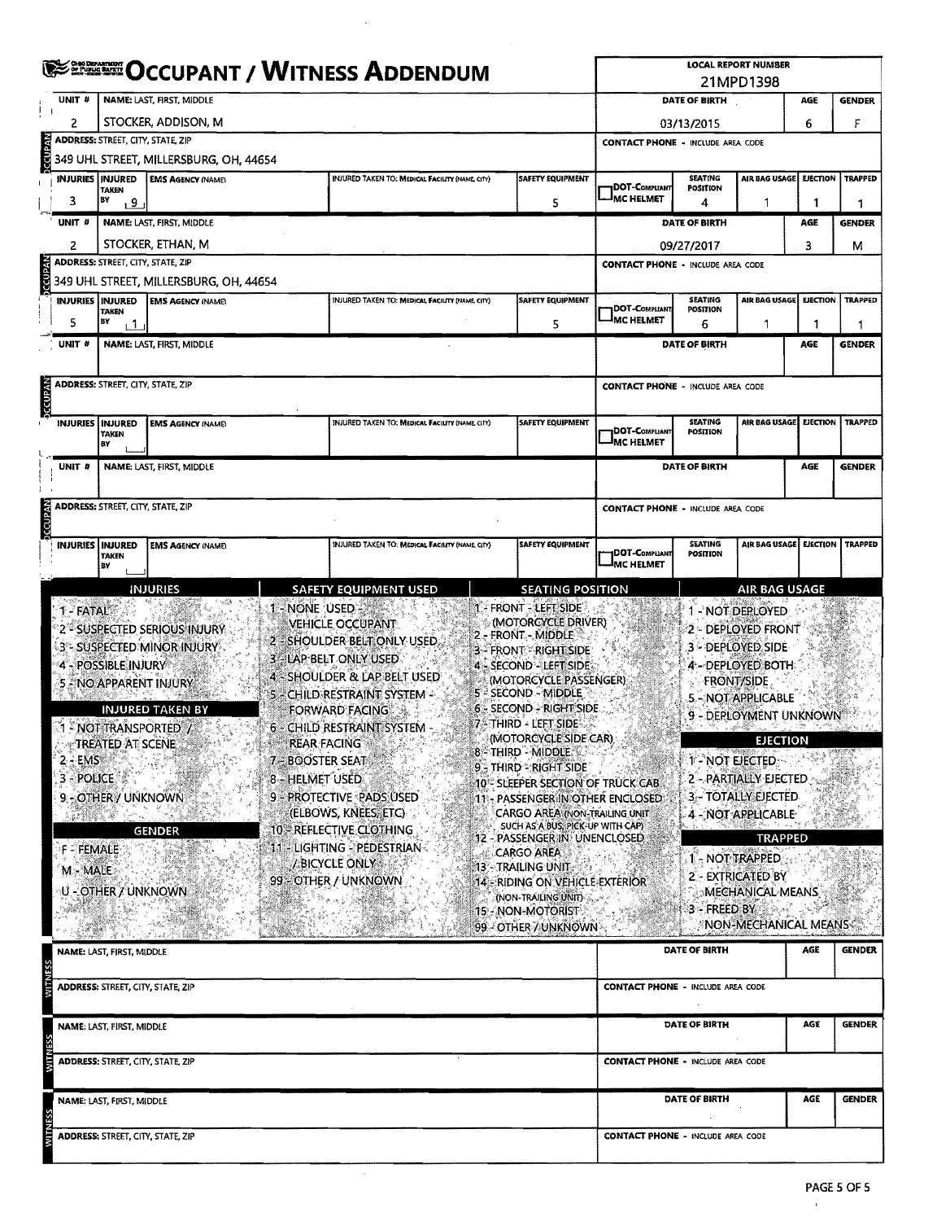# OCCUPANT / WITNESS ADDENDUM

**LOCAL REPORT NUMBER:** 21MPD1398

## Occupant

| UNIT # | NAME: LAST, FIRST, MIDDLE | DATE OF BIRTH | AGE | GENDER |
|---|---|---|---|---|
| 2 | STOCKER, ADDISON, M | 03/13/2015 | 6 | F |

**ADDRESS: STREET, CITY, STATE, ZIP:** 349 UHL STREET, MILLERSBURG, OH, 44654
**CONTACT PHONE - INCLUDE AREA CODE:**

| INJURIES | INJURED TAKEN BY | EMS AGENCY (NAME) | INJURED TAKEN TO: MEDICAL FACILITY (NAME, CITY) | SAFETY EQUIPMENT | DOT-COMPLIANT MC HELMET | SEATING POSITION | AIR BAG USAGE | EJECTION | TRAPPED |
|---|---|---|---|---|---|---|---|---|---|
| 3 | 9 | | | 5 | | 4 | 1 | 1 | 1 |

## Occupant

| UNIT # | NAME: LAST, FIRST, MIDDLE | DATE OF BIRTH | AGE | GENDER |
|---|---|---|---|---|
| 2 | STOCKER, ETHAN, M | 09/27/2017 | 3 | M |

**ADDRESS: STREET, CITY, STATE, ZIP:** 349 UHL STREET, MILLERSBURG, OH, 44654
**CONTACT PHONE - INCLUDE AREA CODE:**

| INJURIES | INJURED TAKEN BY | EMS AGENCY (NAME) | INJURED TAKEN TO: MEDICAL FACILITY (NAME, CITY) | SAFETY EQUIPMENT | DOT-COMPLIANT MC HELMET | SEATING POSITION | AIR BAG USAGE | EJECTION | TRAPPED |
|---|---|---|---|---|---|---|---|---|---|
| 5 | 1 | | | 5 | | 6 | 1 | 1 | 1 |

## Occupant

| UNIT # | NAME: LAST, FIRST, MIDDLE | DATE OF BIRTH | AGE | GENDER |
|---|---|---|---|---|
| | | | | |

**ADDRESS: STREET, CITY, STATE, ZIP:**
**CONTACT PHONE - INCLUDE AREA CODE:**

| INJURIES | INJURED TAKEN BY | EMS AGENCY (NAME) | INJURED TAKEN TO: MEDICAL FACILITY (NAME, CITY) | SAFETY EQUIPMENT | DOT-COMPLIANT MC HELMET | SEATING POSITION | AIR BAG USAGE | EJECTION | TRAPPED |
|---|---|---|---|---|---|---|---|---|---|
| | | | | | | | | | |

## Occupant

| UNIT # | NAME: LAST, FIRST, MIDDLE | DATE OF BIRTH | AGE | GENDER |
|---|---|---|---|---|
| | | | | |

**ADDRESS: STREET, CITY, STATE, ZIP:**
**CONTACT PHONE - INCLUDE AREA CODE:**

| INJURIES | INJURED TAKEN BY | EMS AGENCY (NAME) | INJURED TAKEN TO: MEDICAL FACILITY (NAME, CITY) | SAFETY EQUIPMENT | DOT-COMPLIANT MC HELMET | SEATING POSITION | AIR BAG USAGE | EJECTION | TRAPPED |
|---|---|---|---|---|---|---|---|---|---|
| | | | | | | | | | |

## Codes

**INJURIES**
- 1 - FATAL
- 2 - SUSPECTED SERIOUS INJURY
- 3 - SUSPECTED MINOR INJURY
- 4 - POSSIBLE INJURY
- 5 - NO APPARENT INJURY

**INJURED TAKEN BY**
- 1 - NOT TRANSPORTED / TREATED AT SCENE
- 2 - EMS
- 3 - POLICE
- 9 - OTHER / UNKNOWN

**GENDER**
- F - FEMALE
- M - MALE
- U - OTHER / UNKNOWN

**SAFETY EQUIPMENT USED**
- 1 - NONE USED - VEHICLE OCCUPANT
- 2 - SHOULDER BELT ONLY USED
- 3 - LAP BELT ONLY USED
- 4 - SHOULDER & LAP BELT USED
- 5 - CHILD RESTRAINT SYSTEM - FORWARD FACING
- 6 - CHILD RESTRAINT SYSTEM - REAR FACING
- 7 - BOOSTER SEAT
- 8 - HELMET USED
- 9 - PROTECTIVE PADS USED (ELBOWS, KNEES, ETC)
- 10 - REFLECTIVE CLOTHING
- 11 - LIGHTING - PEDESTRIAN / BICYCLE ONLY
- 99 - OTHER / UNKNOWN

**SEATING POSITION**
- 1 - FRONT - LEFT SIDE (MOTORCYCLE DRIVER)
- 2 - FRONT - MIDDLE
- 3 - FRONT - RIGHT SIDE
- 4 - SECOND - LEFT SIDE (MOTORCYCLE PASSENGER)
- 5 - SECOND - MIDDLE
- 6 - SECOND - RIGHT SIDE
- 7 - THIRD - LEFT SIDE (MOTORCYCLE SIDE CAR)
- 8 - THIRD - MIDDLE
- 9 - THIRD - RIGHT SIDE
- 10 - SLEEPER SECTION OF TRUCK CAB
- 11 - PASSENGER IN OTHER ENCLOSED CARGO AREA (NON-TRAILING UNIT SUCH AS A BUS, PICK-UP WITH CAP)
- 12 - PASSENGER IN UNENCLOSED CARGO AREA
- 13 - TRAILING UNIT
- 14 - RIDING ON VEHICLE EXTERIOR (NON-TRAILING UNIT)
- 15 - NON-MOTORIST
- 99 - OTHER / UNKNOWN

**AIR BAG USAGE**
- 1 - NOT DEPLOYED
- 2 - DEPLOYED FRONT
- 3 - DEPLOYED SIDE
- 4 - DEPLOYED BOTH FRONT/SIDE
- 5 - NOT APPLICABLE
- 9 - DEPLOYMENT UNKNOWN

**EJECTION**
- 1 - NOT EJECTED
- 2 - PARTIALLY EJECTED
- 3 - TOTALLY EJECTED
- 4 - NOT APPLICABLE

**TRAPPED**
- 1 - NOT TRAPPED
- 2 - EXTRICATED BY MECHANICAL MEANS
- 3 - FREED BY NON-MECHANICAL MEANS

## Witness

| NAME: LAST, FIRST, MIDDLE | DATE OF BIRTH | AGE | GENDER |
|---|---|---|---|
| | | | |

**ADDRESS: STREET, CITY, STATE, ZIP:**
**CONTACT PHONE - INCLUDE AREA CODE:**

## Witness

| NAME: LAST, FIRST, MIDDLE | DATE OF BIRTH | AGE | GENDER |
|---|---|---|---|
| | | | |

**ADDRESS: STREET, CITY, STATE, ZIP:**
**CONTACT PHONE - INCLUDE AREA CODE:**

## Witness

| NAME: LAST, FIRST, MIDDLE | DATE OF BIRTH | AGE | GENDER |
|---|---|---|---|
| | | | |

**ADDRESS: STREET, CITY, STATE, ZIP:**
**CONTACT PHONE - INCLUDE AREA CODE:**